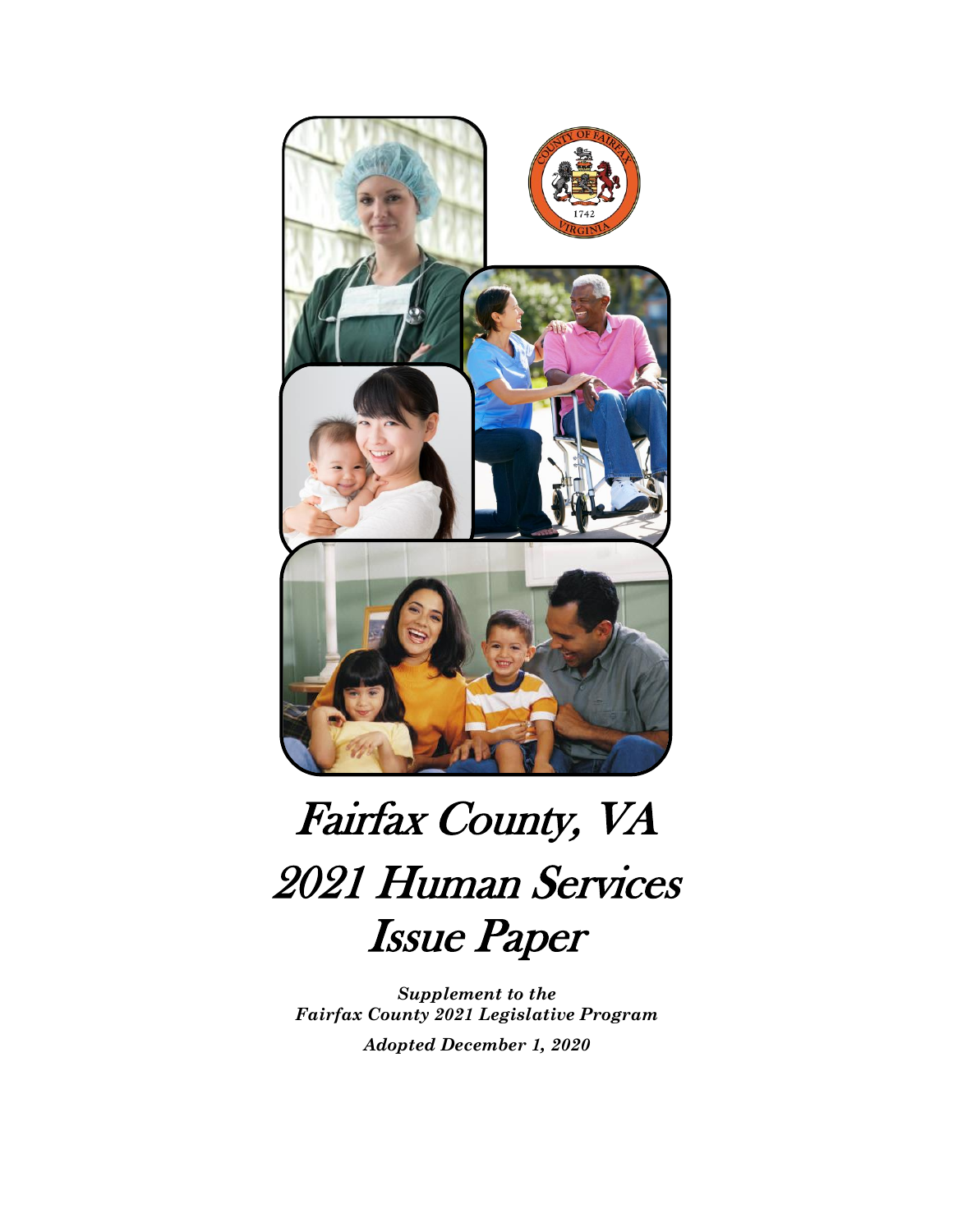# Fairfax County, VA

# 2021 Human Services Issue Paper

***Supplement to the Fairfax County 2021 Legislative Program***

***Adopted December 1, 2020***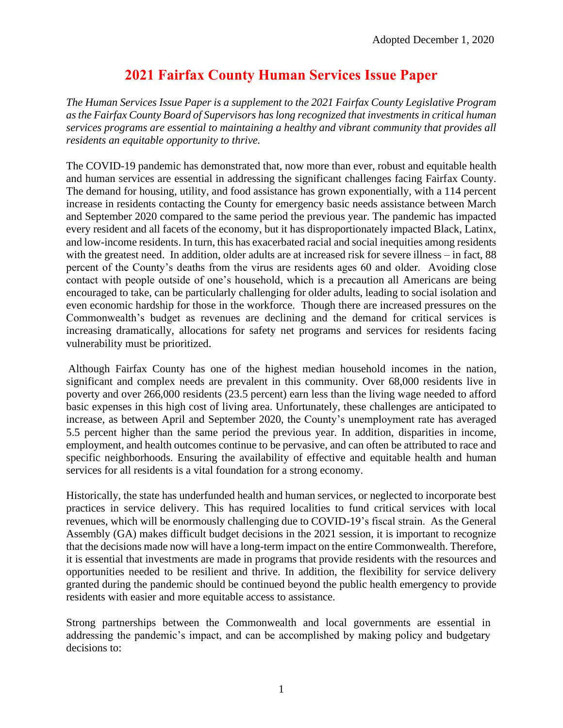Adopted December 1, 2020

# 2021 Fairfax County Human Services Issue Paper

*The Human Services Issue Paper is a supplement to the 2021 Fairfax County Legislative Program as the Fairfax County Board of Supervisors has long recognized that investments in critical human services programs are essential to maintaining a healthy and vibrant community that provides all residents an equitable opportunity to thrive.*

The COVID-19 pandemic has demonstrated that, now more than ever, robust and equitable health and human services are essential in addressing the significant challenges facing Fairfax County. The demand for housing, utility, and food assistance has grown exponentially, with a 114 percent increase in residents contacting the County for emergency basic needs assistance between March and September 2020 compared to the same period the previous year. The pandemic has impacted every resident and all facets of the economy, but it has disproportionately impacted Black, Latinx, and low-income residents. In turn, this has exacerbated racial and social inequities among residents with the greatest need. In addition, older adults are at increased risk for severe illness – in fact, 88 percent of the County's deaths from the virus are residents ages 60 and older. Avoiding close contact with people outside of one's household, which is a precaution all Americans are being encouraged to take, can be particularly challenging for older adults, leading to social isolation and even economic hardship for those in the workforce. Though there are increased pressures on the Commonwealth's budget as revenues are declining and the demand for critical services is increasing dramatically, allocations for safety net programs and services for residents facing vulnerability must be prioritized.

Although Fairfax County has one of the highest median household incomes in the nation, significant and complex needs are prevalent in this community. Over 68,000 residents live in poverty and over 266,000 residents (23.5 percent) earn less than the living wage needed to afford basic expenses in this high cost of living area. Unfortunately, these challenges are anticipated to increase, as between April and September 2020, the County's unemployment rate has averaged 5.5 percent higher than the same period the previous year. In addition, disparities in income, employment, and health outcomes continue to be pervasive, and can often be attributed to race and specific neighborhoods. Ensuring the availability of effective and equitable health and human services for all residents is a vital foundation for a strong economy.

Historically, the state has underfunded health and human services, or neglected to incorporate best practices in service delivery. This has required localities to fund critical services with local revenues, which will be enormously challenging due to COVID-19's fiscal strain. As the General Assembly (GA) makes difficult budget decisions in the 2021 session, it is important to recognize that the decisions made now will have a long-term impact on the entire Commonwealth. Therefore, it is essential that investments are made in programs that provide residents with the resources and opportunities needed to be resilient and thrive. In addition, the flexibility for service delivery granted during the pandemic should be continued beyond the public health emergency to provide residents with easier and more equitable access to assistance.

Strong partnerships between the Commonwealth and local governments are essential in addressing the pandemic's impact, and can be accomplished by making policy and budgetary decisions to: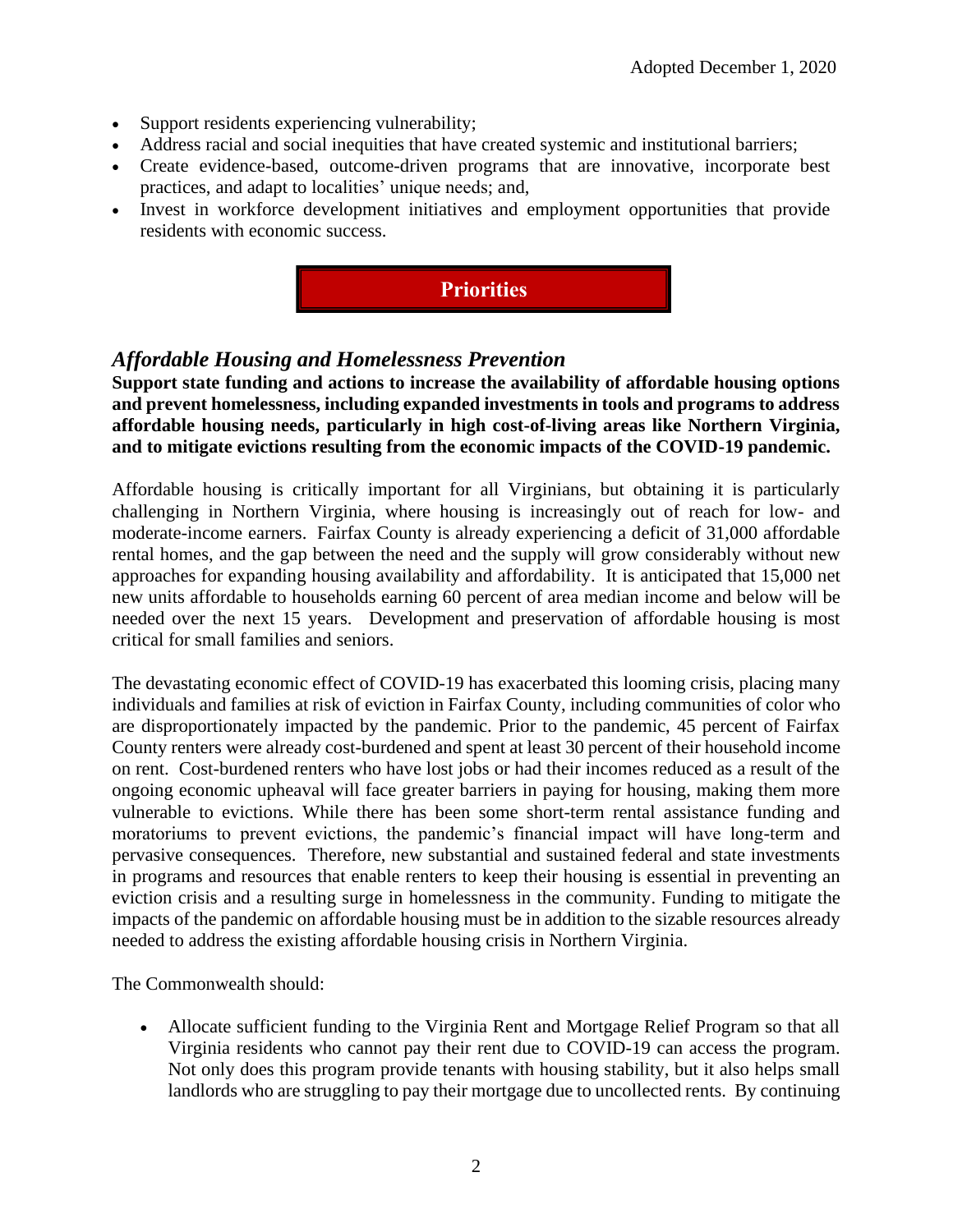- Support residents experiencing vulnerability;
- Address racial and social inequities that have created systemic and institutional barriers;
- Create evidence-based, outcome-driven programs that are innovative, incorporate best practices, and adapt to localities' unique needs; and,
- Invest in workforce development initiatives and employment opportunities that provide residents with economic success.

## Priorities

### *Affordable Housing and Homelessness Prevention*

**Support state funding and actions to increase the availability of affordable housing options and prevent homelessness, including expanded investments in tools and programs to address affordable housing needs, particularly in high cost-of-living areas like Northern Virginia, and to mitigate evictions resulting from the economic impacts of the COVID-19 pandemic.**

Affordable housing is critically important for all Virginians, but obtaining it is particularly challenging in Northern Virginia, where housing is increasingly out of reach for low- and moderate-income earners. Fairfax County is already experiencing a deficit of 31,000 affordable rental homes, and the gap between the need and the supply will grow considerably without new approaches for expanding housing availability and affordability. It is anticipated that 15,000 net new units affordable to households earning 60 percent of area median income and below will be needed over the next 15 years. Development and preservation of affordable housing is most critical for small families and seniors.

The devastating economic effect of COVID-19 has exacerbated this looming crisis, placing many individuals and families at risk of eviction in Fairfax County, including communities of color who are disproportionately impacted by the pandemic. Prior to the pandemic, 45 percent of Fairfax County renters were already cost-burdened and spent at least 30 percent of their household income on rent. Cost-burdened renters who have lost jobs or had their incomes reduced as a result of the ongoing economic upheaval will face greater barriers in paying for housing, making them more vulnerable to evictions. While there has been some short-term rental assistance funding and moratoriums to prevent evictions, the pandemic's financial impact will have long-term and pervasive consequences. Therefore, new substantial and sustained federal and state investments in programs and resources that enable renters to keep their housing is essential in preventing an eviction crisis and a resulting surge in homelessness in the community. Funding to mitigate the impacts of the pandemic on affordable housing must be in addition to the sizable resources already needed to address the existing affordable housing crisis in Northern Virginia.

The Commonwealth should:

- Allocate sufficient funding to the Virginia Rent and Mortgage Relief Program so that all Virginia residents who cannot pay their rent due to COVID-19 can access the program. Not only does this program provide tenants with housing stability, but it also helps small landlords who are struggling to pay their mortgage due to uncollected rents. By continuing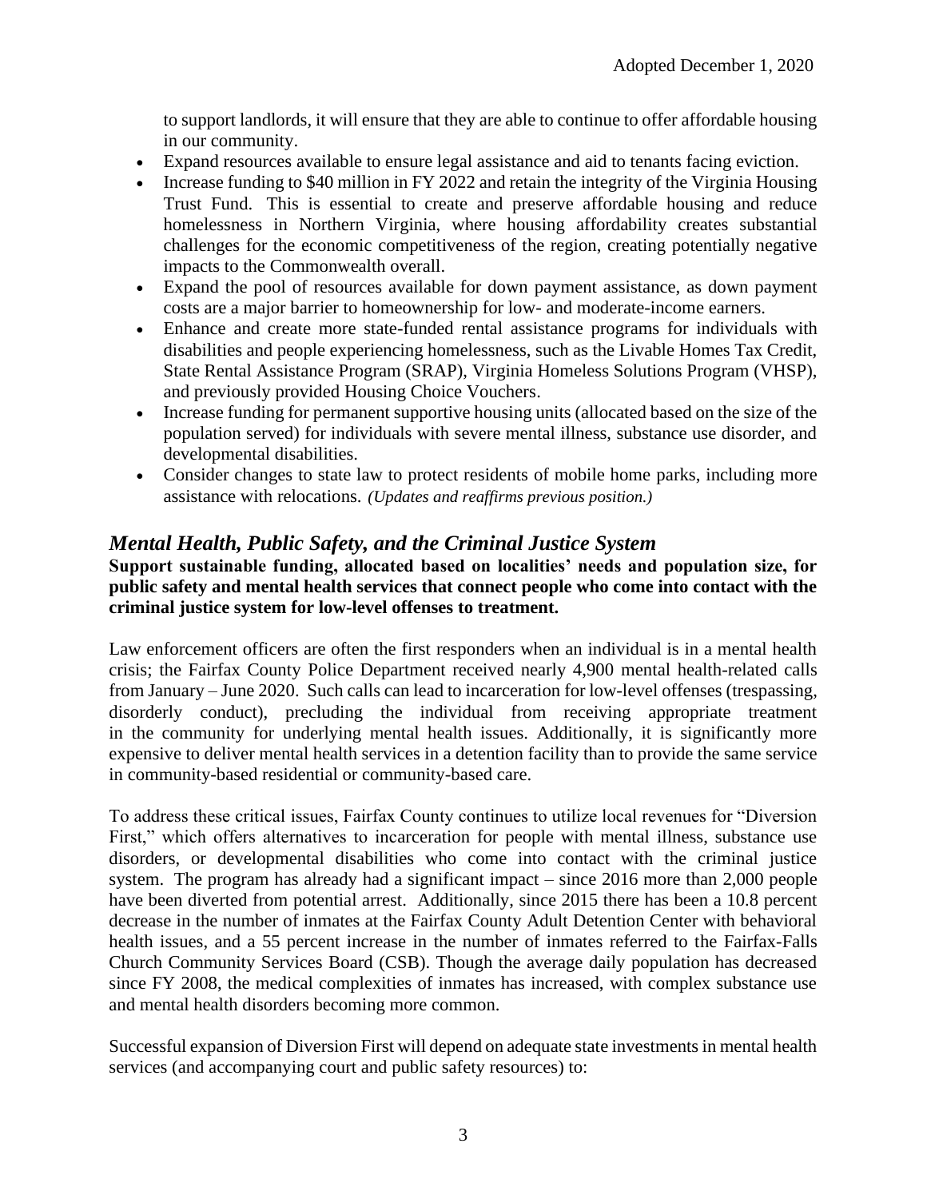to support landlords, it will ensure that they are able to continue to offer affordable housing in our community.

- Expand resources available to ensure legal assistance and aid to tenants facing eviction.
- Increase funding to $40 million in FY 2022 and retain the integrity of the Virginia Housing Trust Fund. This is essential to create and preserve affordable housing and reduce homelessness in Northern Virginia, where housing affordability creates substantial challenges for the economic competitiveness of the region, creating potentially negative impacts to the Commonwealth overall.
- Expand the pool of resources available for down payment assistance, as down payment costs are a major barrier to homeownership for low- and moderate-income earners.
- Enhance and create more state-funded rental assistance programs for individuals with disabilities and people experiencing homelessness, such as the Livable Homes Tax Credit, State Rental Assistance Program (SRAP), Virginia Homeless Solutions Program (VHSP), and previously provided Housing Choice Vouchers.
- Increase funding for permanent supportive housing units (allocated based on the size of the population served) for individuals with severe mental illness, substance use disorder, and developmental disabilities.
- Consider changes to state law to protect residents of mobile home parks, including more assistance with relocations. *(Updates and reaffirms previous position.)*

## *Mental Health, Public Safety, and the Criminal Justice System*

**Support sustainable funding, allocated based on localities' needs and population size, for public safety and mental health services that connect people who come into contact with the criminal justice system for low-level offenses to treatment.**

Law enforcement officers are often the first responders when an individual is in a mental health crisis; the Fairfax County Police Department received nearly 4,900 mental health-related calls from January – June 2020. Such calls can lead to incarceration for low-level offenses (trespassing, disorderly conduct), precluding the individual from receiving appropriate treatment in the community for underlying mental health issues. Additionally, it is significantly more expensive to deliver mental health services in a detention facility than to provide the same service in community-based residential or community-based care.

To address these critical issues, Fairfax County continues to utilize local revenues for "Diversion First," which offers alternatives to incarceration for people with mental illness, substance use disorders, or developmental disabilities who come into contact with the criminal justice system. The program has already had a significant impact – since 2016 more than 2,000 people have been diverted from potential arrest. Additionally, since 2015 there has been a 10.8 percent decrease in the number of inmates at the Fairfax County Adult Detention Center with behavioral health issues, and a 55 percent increase in the number of inmates referred to the Fairfax-Falls Church Community Services Board (CSB). Though the average daily population has decreased since FY 2008, the medical complexities of inmates has increased, with complex substance use and mental health disorders becoming more common.

Successful expansion of Diversion First will depend on adequate state investments in mental health services (and accompanying court and public safety resources) to: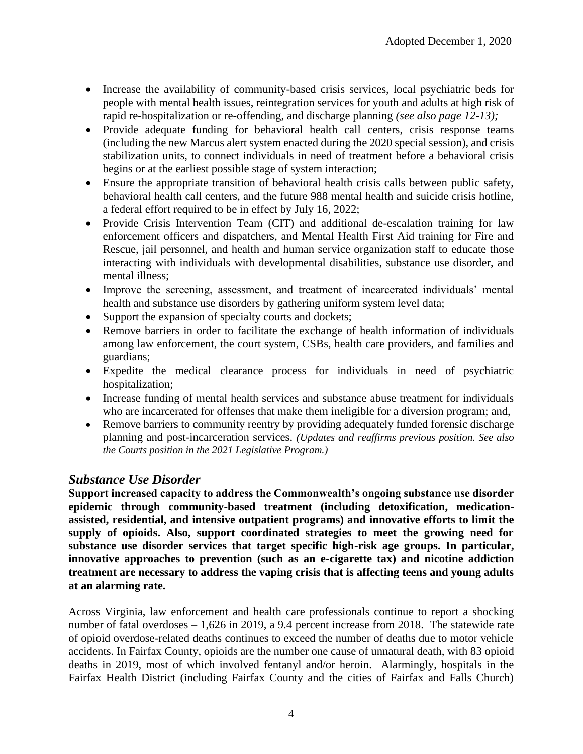- Increase the availability of community-based crisis services, local psychiatric beds for people with mental health issues, reintegration services for youth and adults at high risk of rapid re-hospitalization or re-offending, and discharge planning *(see also page 12-13);*
- Provide adequate funding for behavioral health call centers, crisis response teams (including the new Marcus alert system enacted during the 2020 special session), and crisis stabilization units, to connect individuals in need of treatment before a behavioral crisis begins or at the earliest possible stage of system interaction;
- Ensure the appropriate transition of behavioral health crisis calls between public safety, behavioral health call centers, and the future 988 mental health and suicide crisis hotline, a federal effort required to be in effect by July 16, 2022;
- Provide Crisis Intervention Team (CIT) and additional de-escalation training for law enforcement officers and dispatchers, and Mental Health First Aid training for Fire and Rescue, jail personnel, and health and human service organization staff to educate those interacting with individuals with developmental disabilities, substance use disorder, and mental illness;
- Improve the screening, assessment, and treatment of incarcerated individuals' mental health and substance use disorders by gathering uniform system level data;
- Support the expansion of specialty courts and dockets;
- Remove barriers in order to facilitate the exchange of health information of individuals among law enforcement, the court system, CSBs, health care providers, and families and guardians;
- Expedite the medical clearance process for individuals in need of psychiatric hospitalization;
- Increase funding of mental health services and substance abuse treatment for individuals who are incarcerated for offenses that make them ineligible for a diversion program; and,
- Remove barriers to community reentry by providing adequately funded forensic discharge planning and post-incarceration services. *(Updates and reaffirms previous position. See also the Courts position in the 2021 Legislative Program.)*

## *Substance Use Disorder*

**Support increased capacity to address the Commonwealth's ongoing substance use disorder epidemic through community-based treatment (including detoxification, medication-assisted, residential, and intensive outpatient programs) and innovative efforts to limit the supply of opioids. Also, support coordinated strategies to meet the growing need for substance use disorder services that target specific high-risk age groups. In particular, innovative approaches to prevention (such as an e-cigarette tax) and nicotine addiction treatment are necessary to address the vaping crisis that is affecting teens and young adults at an alarming rate.**

Across Virginia, law enforcement and health care professionals continue to report a shocking number of fatal overdoses – 1,626 in 2019, a 9.4 percent increase from 2018. The statewide rate of opioid overdose-related deaths continues to exceed the number of deaths due to motor vehicle accidents. In Fairfax County, opioids are the number one cause of unnatural death, with 83 opioid deaths in 2019, most of which involved fentanyl and/or heroin. Alarmingly, hospitals in the Fairfax Health District (including Fairfax County and the cities of Fairfax and Falls Church)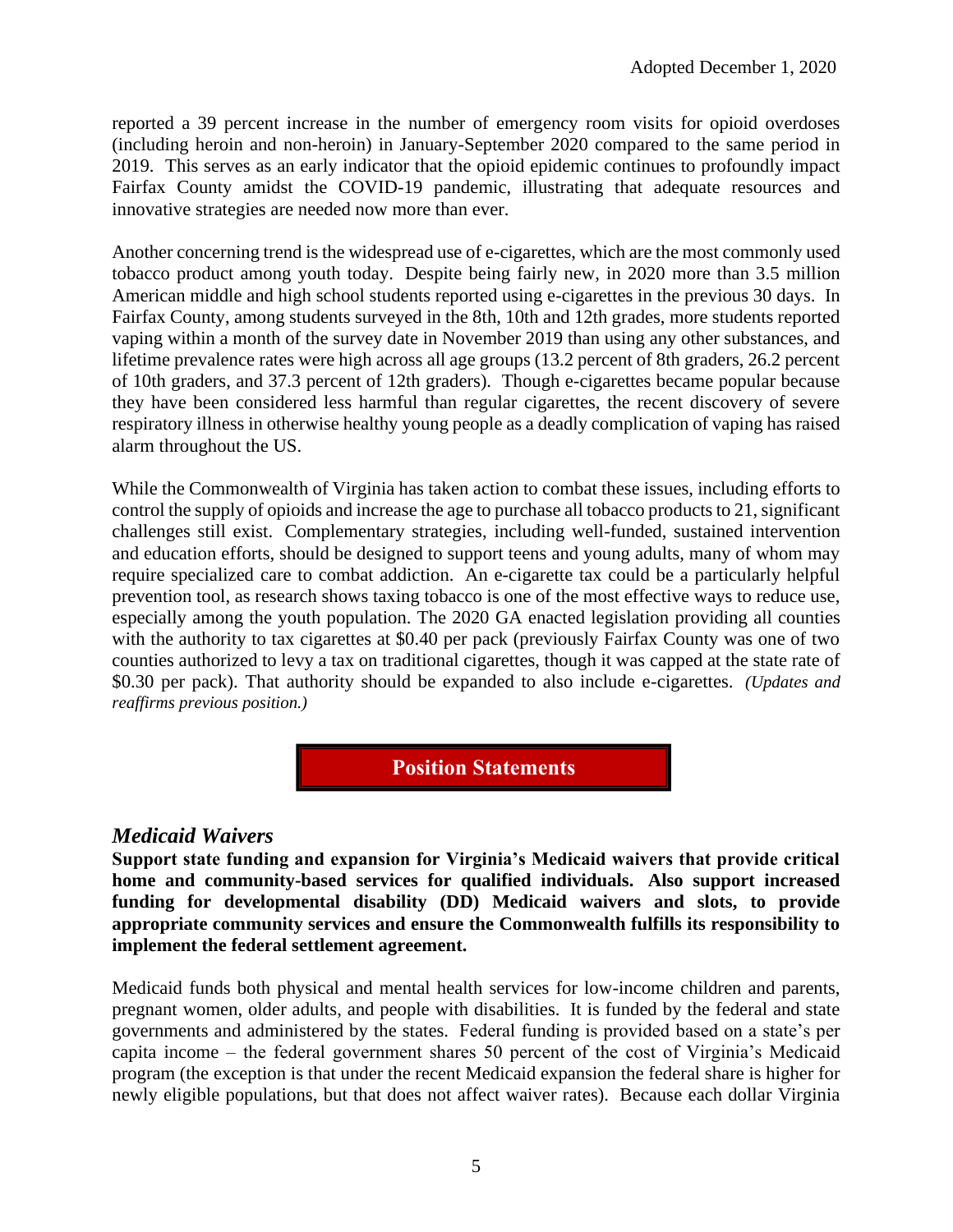reported a 39 percent increase in the number of emergency room visits for opioid overdoses (including heroin and non-heroin) in January-September 2020 compared to the same period in 2019. This serves as an early indicator that the opioid epidemic continues to profoundly impact Fairfax County amidst the COVID-19 pandemic, illustrating that adequate resources and innovative strategies are needed now more than ever.

Another concerning trend is the widespread use of e-cigarettes, which are the most commonly used tobacco product among youth today. Despite being fairly new, in 2020 more than 3.5 million American middle and high school students reported using e-cigarettes in the previous 30 days. In Fairfax County, among students surveyed in the 8th, 10th and 12th grades, more students reported vaping within a month of the survey date in November 2019 than using any other substances, and lifetime prevalence rates were high across all age groups (13.2 percent of 8th graders, 26.2 percent of 10th graders, and 37.3 percent of 12th graders). Though e-cigarettes became popular because they have been considered less harmful than regular cigarettes, the recent discovery of severe respiratory illness in otherwise healthy young people as a deadly complication of vaping has raised alarm throughout the US.

While the Commonwealth of Virginia has taken action to combat these issues, including efforts to control the supply of opioids and increase the age to purchase all tobacco products to 21, significant challenges still exist. Complementary strategies, including well-funded, sustained intervention and education efforts, should be designed to support teens and young adults, many of whom may require specialized care to combat addiction. An e-cigarette tax could be a particularly helpful prevention tool, as research shows taxing tobacco is one of the most effective ways to reduce use, especially among the youth population. The 2020 GA enacted legislation providing all counties with the authority to tax cigarettes at $0.40 per pack (previously Fairfax County was one of two counties authorized to levy a tax on traditional cigarettes, though it was capped at the state rate of $0.30 per pack). That authority should be expanded to also include e-cigarettes. *(Updates and reaffirms previous position.)*

## Position Statements

### *Medicaid Waivers*

**Support state funding and expansion for Virginia's Medicaid waivers that provide critical home and community-based services for qualified individuals. Also support increased funding for developmental disability (DD) Medicaid waivers and slots, to provide appropriate community services and ensure the Commonwealth fulfills its responsibility to implement the federal settlement agreement.**

Medicaid funds both physical and mental health services for low-income children and parents, pregnant women, older adults, and people with disabilities. It is funded by the federal and state governments and administered by the states. Federal funding is provided based on a state's per capita income – the federal government shares 50 percent of the cost of Virginia's Medicaid program (the exception is that under the recent Medicaid expansion the federal share is higher for newly eligible populations, but that does not affect waiver rates). Because each dollar Virginia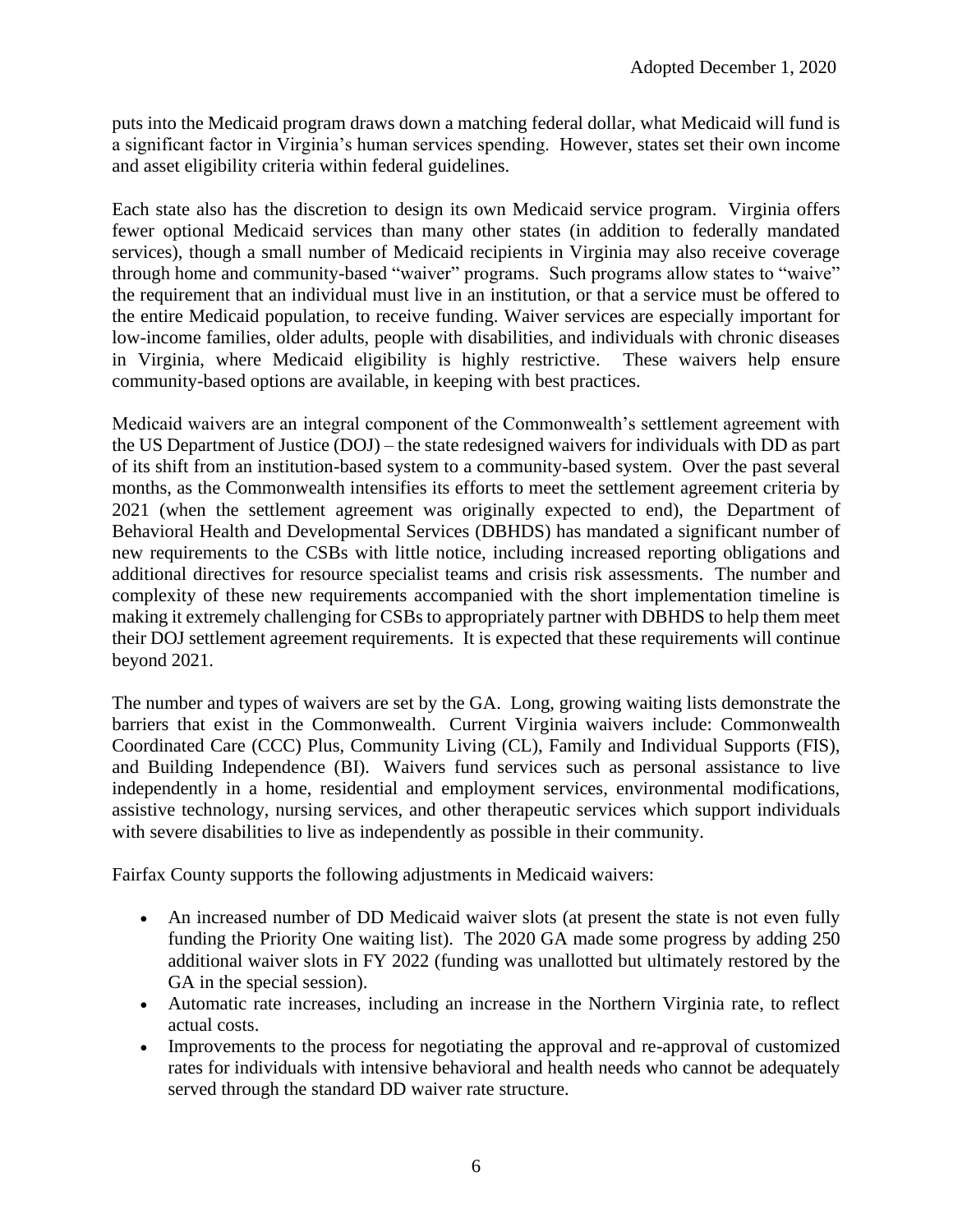puts into the Medicaid program draws down a matching federal dollar, what Medicaid will fund is a significant factor in Virginia's human services spending. However, states set their own income and asset eligibility criteria within federal guidelines.

Each state also has the discretion to design its own Medicaid service program. Virginia offers fewer optional Medicaid services than many other states (in addition to federally mandated services), though a small number of Medicaid recipients in Virginia may also receive coverage through home and community-based "waiver" programs. Such programs allow states to "waive" the requirement that an individual must live in an institution, or that a service must be offered to the entire Medicaid population, to receive funding. Waiver services are especially important for low-income families, older adults, people with disabilities, and individuals with chronic diseases in Virginia, where Medicaid eligibility is highly restrictive. These waivers help ensure community-based options are available, in keeping with best practices.

Medicaid waivers are an integral component of the Commonwealth's settlement agreement with the US Department of Justice (DOJ) – the state redesigned waivers for individuals with DD as part of its shift from an institution-based system to a community-based system. Over the past several months, as the Commonwealth intensifies its efforts to meet the settlement agreement criteria by 2021 (when the settlement agreement was originally expected to end), the Department of Behavioral Health and Developmental Services (DBHDS) has mandated a significant number of new requirements to the CSBs with little notice, including increased reporting obligations and additional directives for resource specialist teams and crisis risk assessments. The number and complexity of these new requirements accompanied with the short implementation timeline is making it extremely challenging for CSBs to appropriately partner with DBHDS to help them meet their DOJ settlement agreement requirements. It is expected that these requirements will continue beyond 2021.

The number and types of waivers are set by the GA. Long, growing waiting lists demonstrate the barriers that exist in the Commonwealth. Current Virginia waivers include: Commonwealth Coordinated Care (CCC) Plus, Community Living (CL), Family and Individual Supports (FIS), and Building Independence (BI). Waivers fund services such as personal assistance to live independently in a home, residential and employment services, environmental modifications, assistive technology, nursing services, and other therapeutic services which support individuals with severe disabilities to live as independently as possible in their community.

Fairfax County supports the following adjustments in Medicaid waivers:

- An increased number of DD Medicaid waiver slots (at present the state is not even fully funding the Priority One waiting list). The 2020 GA made some progress by adding 250 additional waiver slots in FY 2022 (funding was unallotted but ultimately restored by the GA in the special session).
- Automatic rate increases, including an increase in the Northern Virginia rate, to reflect actual costs.
- Improvements to the process for negotiating the approval and re-approval of customized rates for individuals with intensive behavioral and health needs who cannot be adequately served through the standard DD waiver rate structure.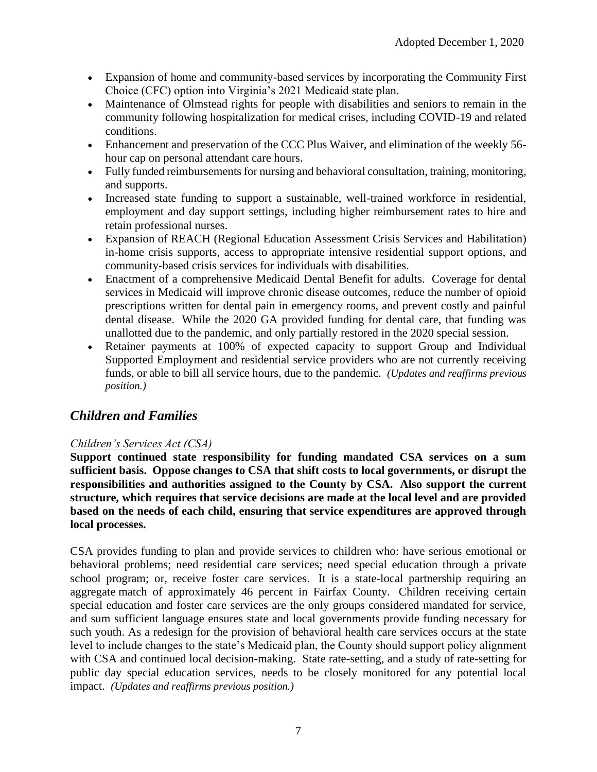- Expansion of home and community-based services by incorporating the Community First Choice (CFC) option into Virginia's 2021 Medicaid state plan.
- Maintenance of Olmstead rights for people with disabilities and seniors to remain in the community following hospitalization for medical crises, including COVID-19 and related conditions.
- Enhancement and preservation of the CCC Plus Waiver, and elimination of the weekly 56-hour cap on personal attendant care hours.
- Fully funded reimbursements for nursing and behavioral consultation, training, monitoring, and supports.
- Increased state funding to support a sustainable, well-trained workforce in residential, employment and day support settings, including higher reimbursement rates to hire and retain professional nurses.
- Expansion of REACH (Regional Education Assessment Crisis Services and Habilitation) in-home crisis supports, access to appropriate intensive residential support options, and community-based crisis services for individuals with disabilities.
- Enactment of a comprehensive Medicaid Dental Benefit for adults. Coverage for dental services in Medicaid will improve chronic disease outcomes, reduce the number of opioid prescriptions written for dental pain in emergency rooms, and prevent costly and painful dental disease. While the 2020 GA provided funding for dental care, that funding was unallotted due to the pandemic, and only partially restored in the 2020 special session.
- Retainer payments at 100% of expected capacity to support Group and Individual Supported Employment and residential service providers who are not currently receiving funds, or able to bill all service hours, due to the pandemic. *(Updates and reaffirms previous position.)*

## *Children and Families*

*Children's Services Act (CSA)*

**Support continued state responsibility for funding mandated CSA services on a sum sufficient basis. Oppose changes to CSA that shift costs to local governments, or disrupt the responsibilities and authorities assigned to the County by CSA. Also support the current structure, which requires that service decisions are made at the local level and are provided based on the needs of each child, ensuring that service expenditures are approved through local processes.**

CSA provides funding to plan and provide services to children who: have serious emotional or behavioral problems; need residential care services; need special education through a private school program; or, receive foster care services. It is a state-local partnership requiring an aggregate match of approximately 46 percent in Fairfax County. Children receiving certain special education and foster care services are the only groups considered mandated for service, and sum sufficient language ensures state and local governments provide funding necessary for such youth. As a redesign for the provision of behavioral health care services occurs at the state level to include changes to the state's Medicaid plan, the County should support policy alignment with CSA and continued local decision-making. State rate-setting, and a study of rate-setting for public day special education services, needs to be closely monitored for any potential local impact. *(Updates and reaffirms previous position.)*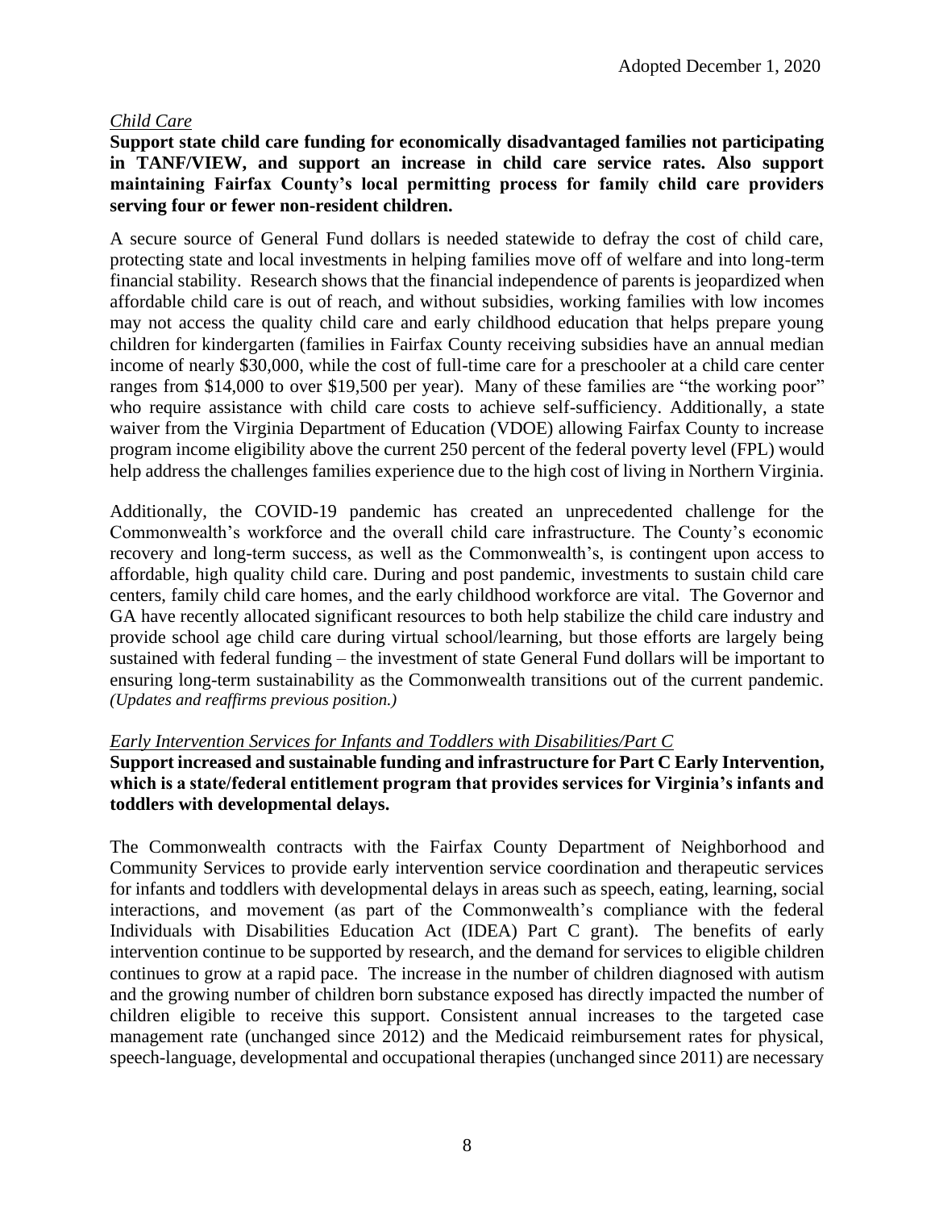*Child Care*

**Support state child care funding for economically disadvantaged families not participating in TANF/VIEW, and support an increase in child care service rates. Also support maintaining Fairfax County's local permitting process for family child care providers serving four or fewer non-resident children.**

A secure source of General Fund dollars is needed statewide to defray the cost of child care, protecting state and local investments in helping families move off of welfare and into long-term financial stability. Research shows that the financial independence of parents is jeopardized when affordable child care is out of reach, and without subsidies, working families with low incomes may not access the quality child care and early childhood education that helps prepare young children for kindergarten (families in Fairfax County receiving subsidies have an annual median income of nearly $30,000, while the cost of full-time care for a preschooler at a child care center ranges from $14,000 to over $19,500 per year). Many of these families are "the working poor" who require assistance with child care costs to achieve self-sufficiency. Additionally, a state waiver from the Virginia Department of Education (VDOE) allowing Fairfax County to increase program income eligibility above the current 250 percent of the federal poverty level (FPL) would help address the challenges families experience due to the high cost of living in Northern Virginia.

Additionally, the COVID-19 pandemic has created an unprecedented challenge for the Commonwealth's workforce and the overall child care infrastructure. The County's economic recovery and long-term success, as well as the Commonwealth's, is contingent upon access to affordable, high quality child care. During and post pandemic, investments to sustain child care centers, family child care homes, and the early childhood workforce are vital. The Governor and GA have recently allocated significant resources to both help stabilize the child care industry and provide school age child care during virtual school/learning, but those efforts are largely being sustained with federal funding – the investment of state General Fund dollars will be important to ensuring long-term sustainability as the Commonwealth transitions out of the current pandemic. *(Updates and reaffirms previous position.)*

*Early Intervention Services for Infants and Toddlers with Disabilities/Part C*

**Support increased and sustainable funding and infrastructure for Part C Early Intervention, which is a state/federal entitlement program that provides services for Virginia's infants and toddlers with developmental delays.**

The Commonwealth contracts with the Fairfax County Department of Neighborhood and Community Services to provide early intervention service coordination and therapeutic services for infants and toddlers with developmental delays in areas such as speech, eating, learning, social interactions, and movement (as part of the Commonwealth's compliance with the federal Individuals with Disabilities Education Act (IDEA) Part C grant). The benefits of early intervention continue to be supported by research, and the demand for services to eligible children continues to grow at a rapid pace. The increase in the number of children diagnosed with autism and the growing number of children born substance exposed has directly impacted the number of children eligible to receive this support. Consistent annual increases to the targeted case management rate (unchanged since 2012) and the Medicaid reimbursement rates for physical, speech-language, developmental and occupational therapies (unchanged since 2011) are necessary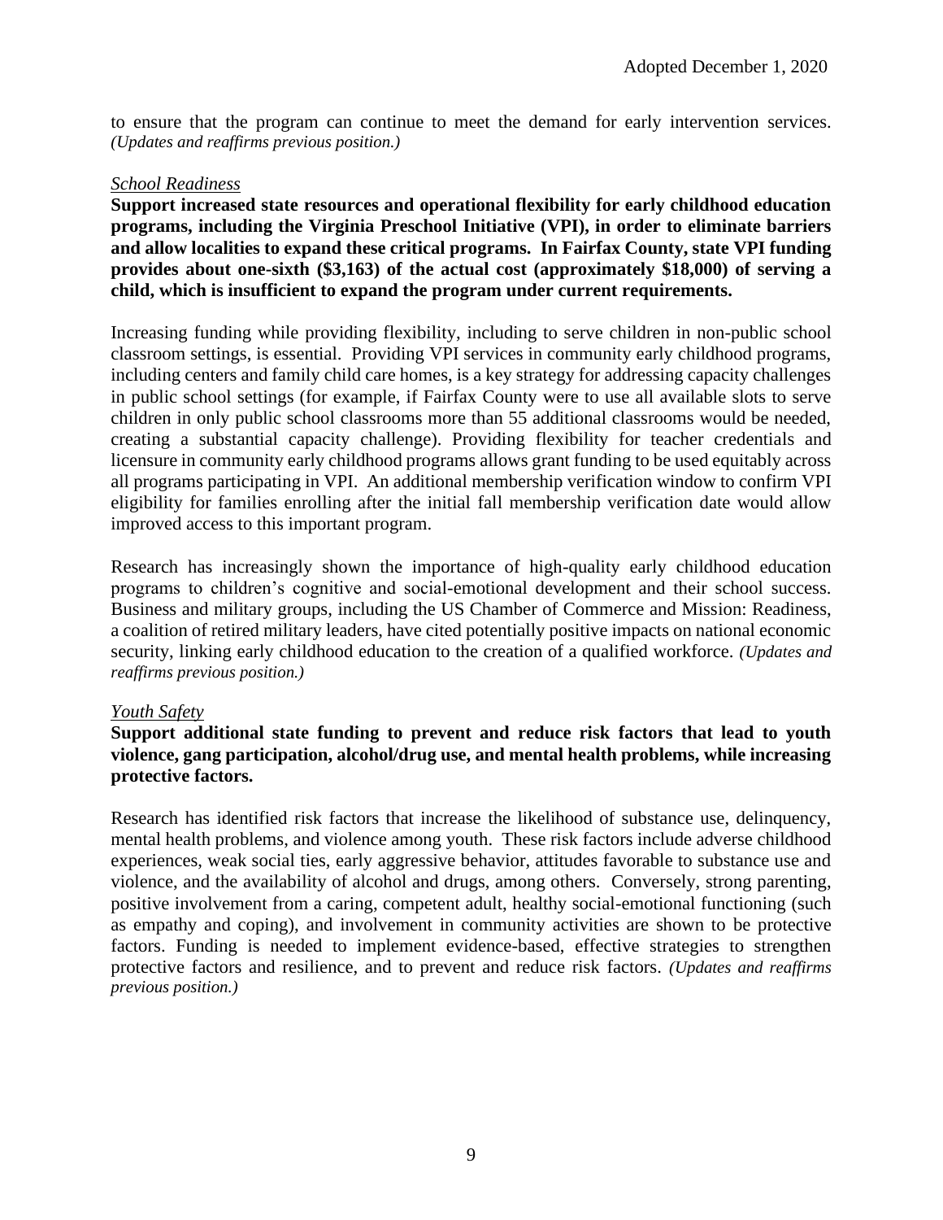to ensure that the program can continue to meet the demand for early intervention services. *(Updates and reaffirms previous position.)*

*School Readiness*

**Support increased state resources and operational flexibility for early childhood education programs, including the Virginia Preschool Initiative (VPI), in order to eliminate barriers and allow localities to expand these critical programs. In Fairfax County, state VPI funding provides about one-sixth ($3,163) of the actual cost (approximately $18,000) of serving a child, which is insufficient to expand the program under current requirements.**

Increasing funding while providing flexibility, including to serve children in non-public school classroom settings, is essential. Providing VPI services in community early childhood programs, including centers and family child care homes, is a key strategy for addressing capacity challenges in public school settings (for example, if Fairfax County were to use all available slots to serve children in only public school classrooms more than 55 additional classrooms would be needed, creating a substantial capacity challenge). Providing flexibility for teacher credentials and licensure in community early childhood programs allows grant funding to be used equitably across all programs participating in VPI. An additional membership verification window to confirm VPI eligibility for families enrolling after the initial fall membership verification date would allow improved access to this important program.

Research has increasingly shown the importance of high-quality early childhood education programs to children's cognitive and social-emotional development and their school success. Business and military groups, including the US Chamber of Commerce and Mission: Readiness, a coalition of retired military leaders, have cited potentially positive impacts on national economic security, linking early childhood education to the creation of a qualified workforce. *(Updates and reaffirms previous position.)*

*Youth Safety*

**Support additional state funding to prevent and reduce risk factors that lead to youth violence, gang participation, alcohol/drug use, and mental health problems, while increasing protective factors.**

Research has identified risk factors that increase the likelihood of substance use, delinquency, mental health problems, and violence among youth. These risk factors include adverse childhood experiences, weak social ties, early aggressive behavior, attitudes favorable to substance use and violence, and the availability of alcohol and drugs, among others. Conversely, strong parenting, positive involvement from a caring, competent adult, healthy social-emotional functioning (such as empathy and coping), and involvement in community activities are shown to be protective factors. Funding is needed to implement evidence-based, effective strategies to strengthen protective factors and resilience, and to prevent and reduce risk factors. *(Updates and reaffirms previous position.)*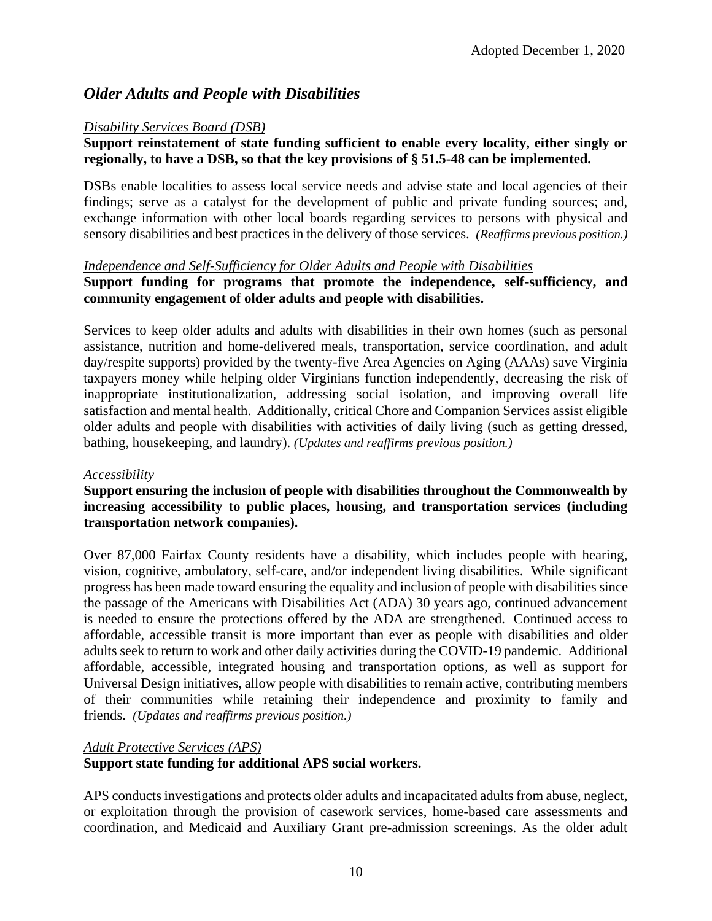## *Older Adults and People with Disabilities*

*Disability Services Board (DSB)*

**Support reinstatement of state funding sufficient to enable every locality, either singly or regionally, to have a DSB, so that the key provisions of § 51.5-48 can be implemented.**

DSBs enable localities to assess local service needs and advise state and local agencies of their findings; serve as a catalyst for the development of public and private funding sources; and, exchange information with other local boards regarding services to persons with physical and sensory disabilities and best practices in the delivery of those services. *(Reaffirms previous position.)*

*Independence and Self-Sufficiency for Older Adults and People with Disabilities*

**Support funding for programs that promote the independence, self-sufficiency, and community engagement of older adults and people with disabilities.**

Services to keep older adults and adults with disabilities in their own homes (such as personal assistance, nutrition and home-delivered meals, transportation, service coordination, and adult day/respite supports) provided by the twenty-five Area Agencies on Aging (AAAs) save Virginia taxpayers money while helping older Virginians function independently, decreasing the risk of inappropriate institutionalization, addressing social isolation, and improving overall life satisfaction and mental health. Additionally, critical Chore and Companion Services assist eligible older adults and people with disabilities with activities of daily living (such as getting dressed, bathing, housekeeping, and laundry). *(Updates and reaffirms previous position.)*

*Accessibility*

**Support ensuring the inclusion of people with disabilities throughout the Commonwealth by increasing accessibility to public places, housing, and transportation services (including transportation network companies).**

Over 87,000 Fairfax County residents have a disability, which includes people with hearing, vision, cognitive, ambulatory, self-care, and/or independent living disabilities. While significant progress has been made toward ensuring the equality and inclusion of people with disabilities since the passage of the Americans with Disabilities Act (ADA) 30 years ago, continued advancement is needed to ensure the protections offered by the ADA are strengthened. Continued access to affordable, accessible transit is more important than ever as people with disabilities and older adults seek to return to work and other daily activities during the COVID-19 pandemic. Additional affordable, accessible, integrated housing and transportation options, as well as support for Universal Design initiatives, allow people with disabilities to remain active, contributing members of their communities while retaining their independence and proximity to family and friends. *(Updates and reaffirms previous position.)*

*Adult Protective Services (APS)*

**Support state funding for additional APS social workers.**

APS conducts investigations and protects older adults and incapacitated adults from abuse, neglect, or exploitation through the provision of casework services, home-based care assessments and coordination, and Medicaid and Auxiliary Grant pre-admission screenings. As the older adult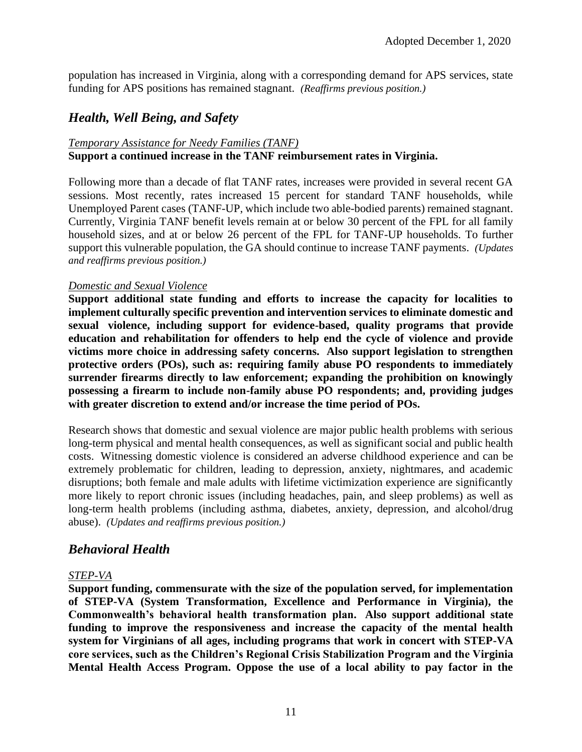population has increased in Virginia, along with a corresponding demand for APS services, state funding for APS positions has remained stagnant. *(Reaffirms previous position.)*

## *Health, Well Being, and Safety*

*Temporary Assistance for Needy Families (TANF)*

**Support a continued increase in the TANF reimbursement rates in Virginia.**

Following more than a decade of flat TANF rates, increases were provided in several recent GA sessions. Most recently, rates increased 15 percent for standard TANF households, while Unemployed Parent cases (TANF-UP, which include two able-bodied parents) remained stagnant. Currently, Virginia TANF benefit levels remain at or below 30 percent of the FPL for all family household sizes, and at or below 26 percent of the FPL for TANF-UP households. To further support this vulnerable population, the GA should continue to increase TANF payments. *(Updates and reaffirms previous position.)*

*Domestic and Sexual Violence*

**Support additional state funding and efforts to increase the capacity for localities to implement culturally specific prevention and intervention services to eliminate domestic and sexual violence, including support for evidence-based, quality programs that provide education and rehabilitation for offenders to help end the cycle of violence and provide victims more choice in addressing safety concerns. Also support legislation to strengthen protective orders (POs), such as: requiring family abuse PO respondents to immediately surrender firearms directly to law enforcement; expanding the prohibition on knowingly possessing a firearm to include non-family abuse PO respondents; and, providing judges with greater discretion to extend and/or increase the time period of POs.**

Research shows that domestic and sexual violence are major public health problems with serious long-term physical and mental health consequences, as well as significant social and public health costs. Witnessing domestic violence is considered an adverse childhood experience and can be extremely problematic for children, leading to depression, anxiety, nightmares, and academic disruptions; both female and male adults with lifetime victimization experience are significantly more likely to report chronic issues (including headaches, pain, and sleep problems) as well as long-term health problems (including asthma, diabetes, anxiety, depression, and alcohol/drug abuse). *(Updates and reaffirms previous position.)*

## *Behavioral Health*

*STEP-VA*

**Support funding, commensurate with the size of the population served, for implementation of STEP-VA (System Transformation, Excellence and Performance in Virginia), the Commonwealth's behavioral health transformation plan. Also support additional state funding to improve the responsiveness and increase the capacity of the mental health system for Virginians of all ages, including programs that work in concert with STEP-VA core services, such as the Children's Regional Crisis Stabilization Program and the Virginia Mental Health Access Program. Oppose the use of a local ability to pay factor in the**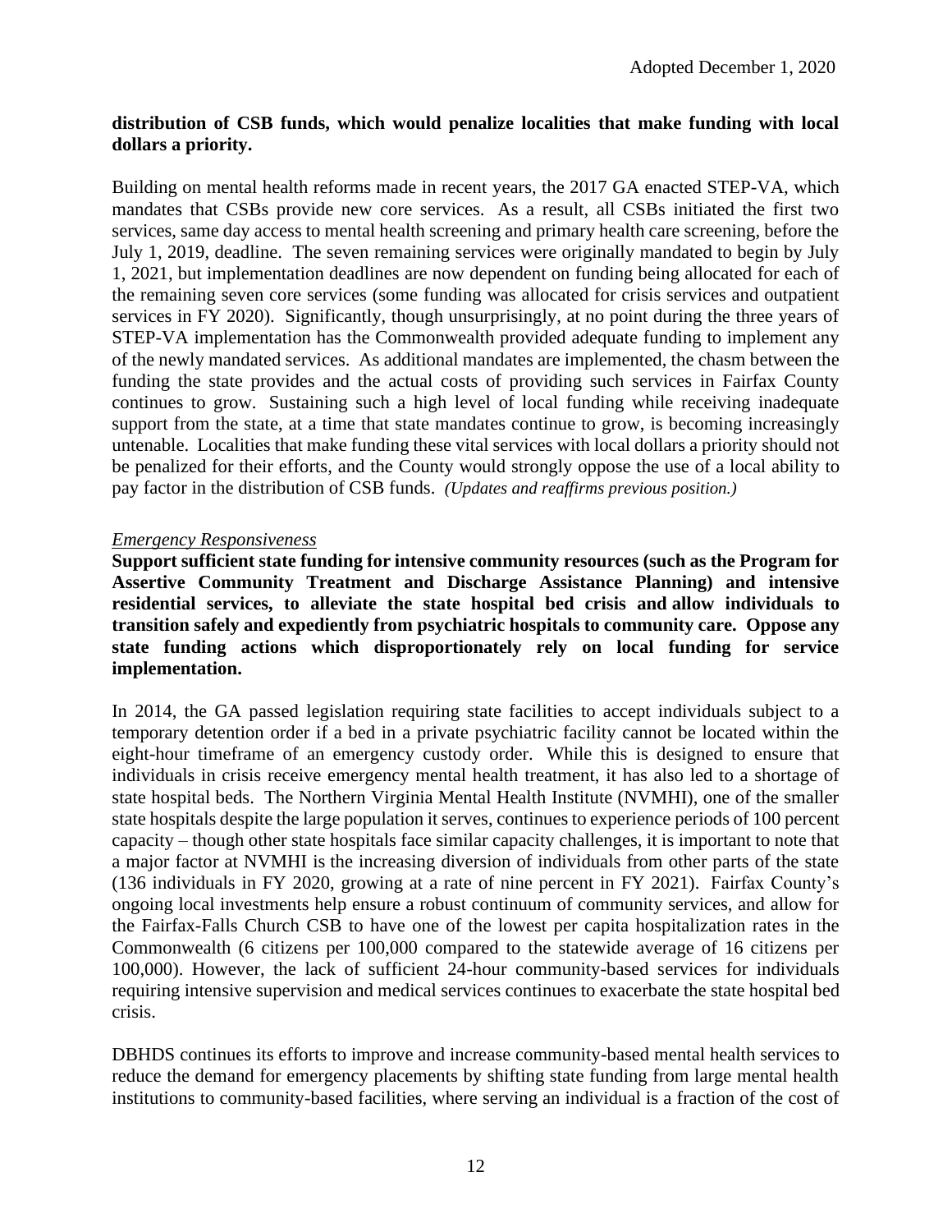**distribution of CSB funds, which would penalize localities that make funding with local dollars a priority.**

Building on mental health reforms made in recent years, the 2017 GA enacted STEP-VA, which mandates that CSBs provide new core services. As a result, all CSBs initiated the first two services, same day access to mental health screening and primary health care screening, before the July 1, 2019, deadline. The seven remaining services were originally mandated to begin by July 1, 2021, but implementation deadlines are now dependent on funding being allocated for each of the remaining seven core services (some funding was allocated for crisis services and outpatient services in FY 2020). Significantly, though unsurprisingly, at no point during the three years of STEP-VA implementation has the Commonwealth provided adequate funding to implement any of the newly mandated services. As additional mandates are implemented, the chasm between the funding the state provides and the actual costs of providing such services in Fairfax County continues to grow. Sustaining such a high level of local funding while receiving inadequate support from the state, at a time that state mandates continue to grow, is becoming increasingly untenable. Localities that make funding these vital services with local dollars a priority should not be penalized for their efforts, and the County would strongly oppose the use of a local ability to pay factor in the distribution of CSB funds. *(Updates and reaffirms previous position.)*

*Emergency Responsiveness*

**Support sufficient state funding for intensive community resources (such as the Program for Assertive Community Treatment and Discharge Assistance Planning) and intensive residential services, to alleviate the state hospital bed crisis and allow individuals to transition safely and expediently from psychiatric hospitals to community care. Oppose any state funding actions which disproportionately rely on local funding for service implementation.**

In 2014, the GA passed legislation requiring state facilities to accept individuals subject to a temporary detention order if a bed in a private psychiatric facility cannot be located within the eight-hour timeframe of an emergency custody order. While this is designed to ensure that individuals in crisis receive emergency mental health treatment, it has also led to a shortage of state hospital beds. The Northern Virginia Mental Health Institute (NVMHI), one of the smaller state hospitals despite the large population it serves, continues to experience periods of 100 percent capacity – though other state hospitals face similar capacity challenges, it is important to note that a major factor at NVMHI is the increasing diversion of individuals from other parts of the state (136 individuals in FY 2020, growing at a rate of nine percent in FY 2021). Fairfax County's ongoing local investments help ensure a robust continuum of community services, and allow for the Fairfax-Falls Church CSB to have one of the lowest per capita hospitalization rates in the Commonwealth (6 citizens per 100,000 compared to the statewide average of 16 citizens per 100,000). However, the lack of sufficient 24-hour community-based services for individuals requiring intensive supervision and medical services continues to exacerbate the state hospital bed crisis.

DBHDS continues its efforts to improve and increase community-based mental health services to reduce the demand for emergency placements by shifting state funding from large mental health institutions to community-based facilities, where serving an individual is a fraction of the cost of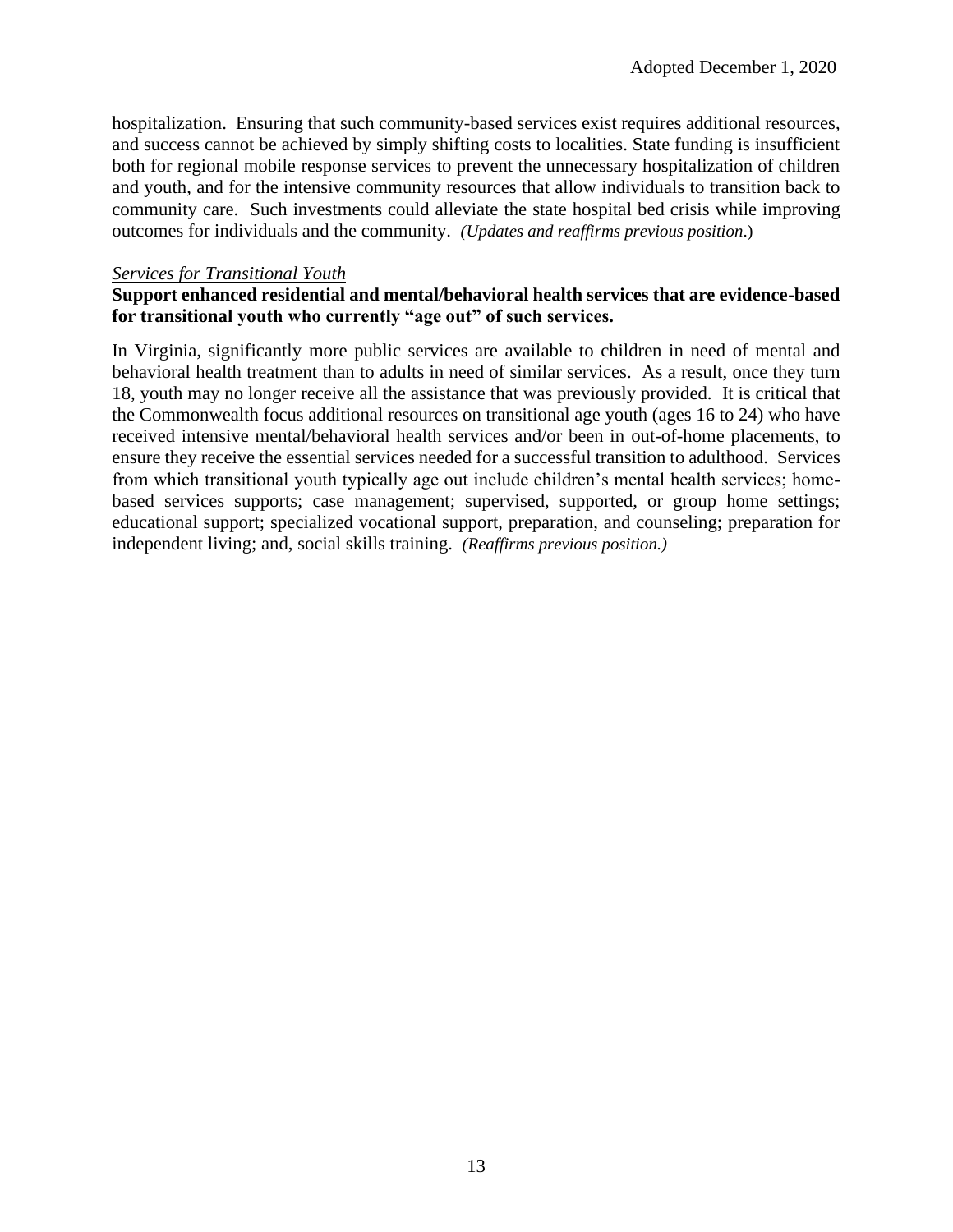hospitalization. Ensuring that such community-based services exist requires additional resources, and success cannot be achieved by simply shifting costs to localities. State funding is insufficient both for regional mobile response services to prevent the unnecessary hospitalization of children and youth, and for the intensive community resources that allow individuals to transition back to community care. Such investments could alleviate the state hospital bed crisis while improving outcomes for individuals and the community. *(Updates and reaffirms previous position.)*

*Services for Transitional Youth*

**Support enhanced residential and mental/behavioral health services that are evidence-based for transitional youth who currently "age out" of such services.**

In Virginia, significantly more public services are available to children in need of mental and behavioral health treatment than to adults in need of similar services. As a result, once they turn 18, youth may no longer receive all the assistance that was previously provided. It is critical that the Commonwealth focus additional resources on transitional age youth (ages 16 to 24) who have received intensive mental/behavioral health services and/or been in out-of-home placements, to ensure they receive the essential services needed for a successful transition to adulthood. Services from which transitional youth typically age out include children's mental health services; home-based services supports; case management; supervised, supported, or group home settings; educational support; specialized vocational support, preparation, and counseling; preparation for independent living; and, social skills training. *(Reaffirms previous position.)*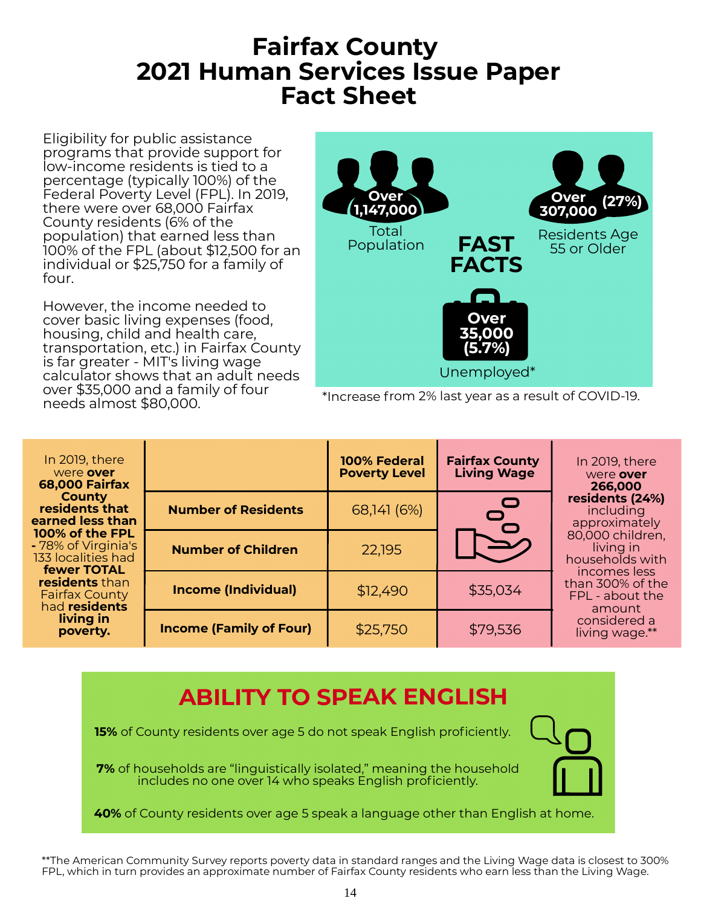# Fairfax County
# 2021 Human Services Issue Paper
# Fact Sheet

Eligibility for public assistance programs that provide support for low-income residents is tied to a percentage (typically 100%) of the Federal Poverty Level (FPL). In 2019, there were over 68,000 Fairfax County residents (6% of the population) that earned less than 100% of the FPL (about $12,500 for an individual or $25,750 for a family of four.

However, the income needed to cover basic living expenses (food, housing, child and health care, transportation, etc.) in Fairfax County is far greater - MIT's living wage calculator shows that an adult needs over $35,000 and a family of four needs almost $80,000.

## FAST FACTS

**Over 1,147,000** Total Population

**Over 307,000 (27%)** Residents Age 55 or Older

**Over 35,000 (5.7%)** Unemployed*

*Increase from 2% last year as a result of COVID-19.

In 2019, there were **over 68,000 Fairfax County residents that earned less than 100% of the FPL -** 78% of Virginia's 133 localities had **fewer TOTAL residents** than Fairfax County had **residents living in poverty.**

| | 100% Federal Poverty Level | Fairfax County Living Wage |
|---|---|---|
| **Number of Residents** | 68,141 (6%) | |
| **Number of Children** | 22,195 | |
| **Income (Individual)** | $12,490 | $35,034 |
| **Income (Family of Four)** | $25,750 | $79,536 |

In 2019, there were **over 266,000 residents (24%)** including approximately 80,000 children, living in households with incomes less than 300% of the FPL - about the amount considered a living wage.**

## ABILITY TO SPEAK ENGLISH

**15%** of County residents over age 5 do not speak English proficiently.

**7%** of households are "linguistically isolated," meaning the household includes no one over 14 who speaks English proficiently.

**40%** of County residents over age 5 speak a language other than English at home.

**The American Community Survey reports poverty data in standard ranges and the Living Wage data is closest to 300% FPL, which in turn provides an approximate number of Fairfax County residents who earn less than the Living Wage.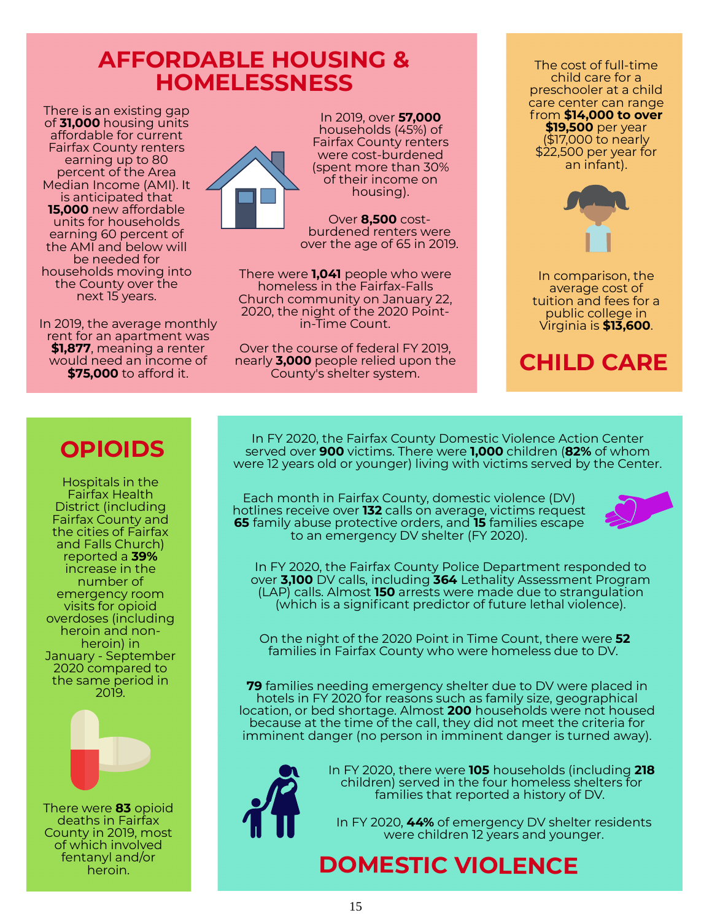## AFFORDABLE HOUSING & HOMELESSNESS

There is an existing gap of **31,000** housing units affordable for current Fairfax County renters earning up to 80 percent of the Area Median Income (AMI). It is anticipated that **15,000** new affordable units for households earning 60 percent of the AMI and below will be needed for households moving into the County over the next 15 years.

In 2019, the average monthly rent for an apartment was **$1,877**, meaning a renter would need an income of **$75,000** to afford it.

In 2019, over **57,000** households (45%) of Fairfax County renters were cost-burdened (spent more than 30% of their income on housing).

Over **8,500** cost-burdened renters were over the age of 65 in 2019.

There were **1,041** people who were homeless in the Fairfax-Falls Church community on January 22, 2020, the night of the 2020 Point-in-Time Count.

Over the course of federal FY 2019, nearly **3,000** people relied upon the County's shelter system.

## CHILD CARE

The cost of full-time child care for a preschooler at a child care center can range from **$14,000 to over $19,500** per year ($17,000 to nearly $22,500 per year for an infant).

In comparison, the average cost of tuition and fees for a public college in Virginia is **$13,600**.

## OPIOIDS

Hospitals in the Fairfax Health District (including Fairfax County and the cities of Fairfax and Falls Church) reported a **39%** increase in the number of emergency room visits for opioid overdoses (including heroin and non-heroin) in January - September 2020 compared to the same period in 2019.

There were **83** opioid deaths in Fairfax County in 2019, most of which involved fentanyl and/or heroin.

## DOMESTIC VIOLENCE

In FY 2020, the Fairfax County Domestic Violence Action Center served over **900** victims. There were **1,000** children (**82%** of whom were 12 years old or younger) living with victims served by the Center.

Each month in Fairfax County, domestic violence (DV) hotlines receive over **132** calls on average, victims request **65** family abuse protective orders, and **15** families escape to an emergency DV shelter (FY 2020).

In FY 2020, the Fairfax County Police Department responded to over **3,100** DV calls, including **364** Lethality Assessment Program (LAP) calls. Almost **150** arrests were made due to strangulation (which is a significant predictor of future lethal violence).

On the night of the 2020 Point in Time Count, there were **52** families in Fairfax County who were homeless due to DV.

**79** families needing emergency shelter due to DV were placed in hotels in FY 2020 for reasons such as family size, geographical location, or bed shortage. Almost **200** households were not housed because at the time of the call, they did not meet the criteria for imminent danger (no person in imminent danger is turned away).

In FY 2020, there were **105** households (including **218** children) served in the four homeless shelters for families that reported a history of DV.

In FY 2020, **44%** of emergency DV shelter residents were children 12 years and younger.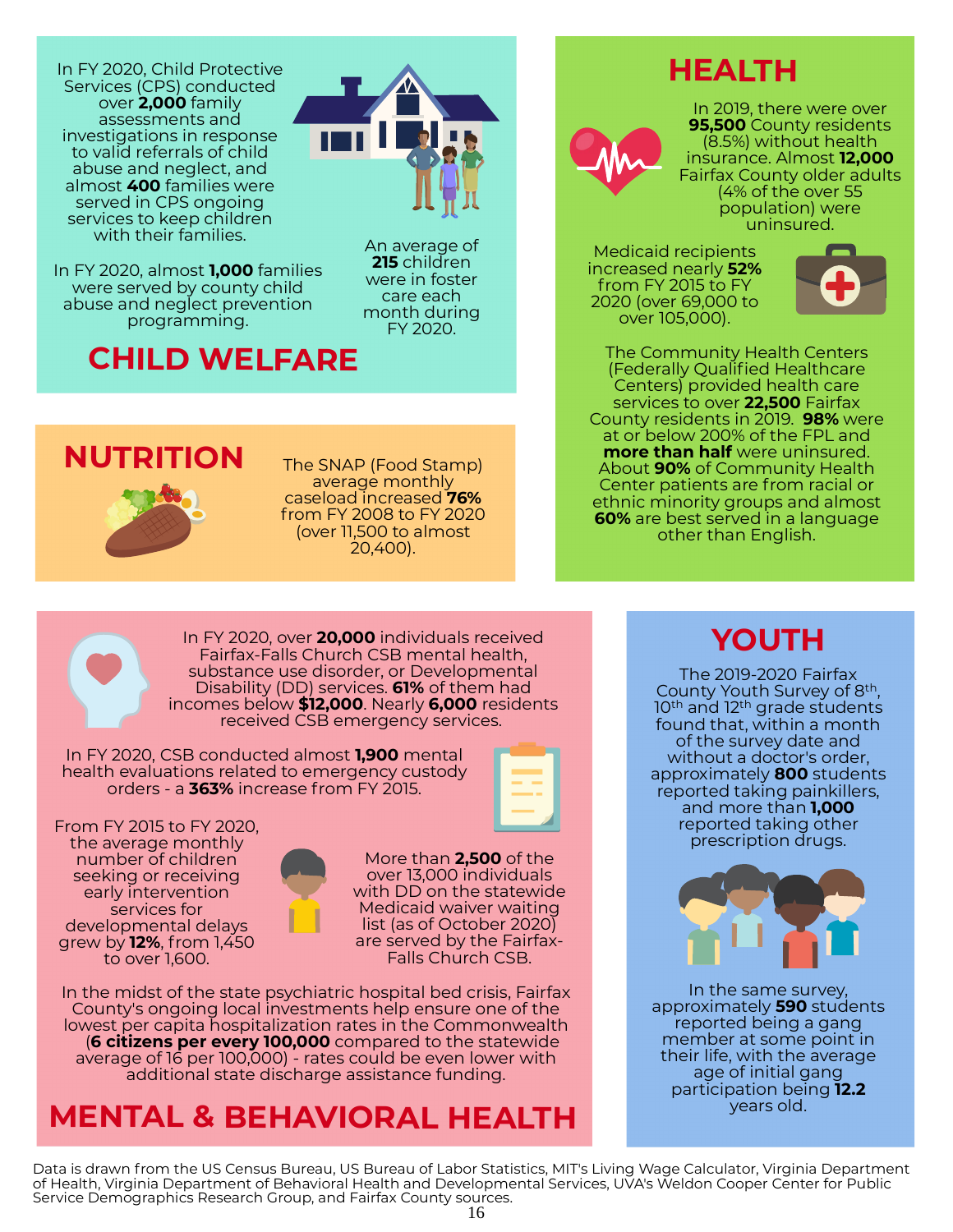In FY 2020, Child Protective Services (CPS) conducted over **2,000** family assessments and investigations in response to valid referrals of child abuse and neglect, and almost **400** families were served in CPS ongoing services to keep children with their families.

In FY 2020, almost **1,000** families were served by county child abuse and neglect prevention programming.

An average of **215** children were in foster care each month during FY 2020.

## CHILD WELFARE

## HEALTH

In 2019, there were over **95,500** County residents (8.5%) without health insurance. Almost **12,000** Fairfax County older adults (4% of the over 55 population) were uninsured.

Medicaid recipients increased nearly **52%** from FY 2015 to FY 2020 (over 69,000 to over 105,000).

The Community Health Centers (Federally Qualified Healthcare Centers) provided health care services to over **22,500** Fairfax County residents in 2019. **98%** were at or below 200% of the FPL and **more than half** were uninsured. About **90%** of Community Health Center patients are from racial or ethnic minority groups and almost **60%** are best served in a language other than English.

## NUTRITION

The SNAP (Food Stamp) average monthly caseload increased **76%** from FY 2008 to FY 2020 (over 11,500 to almost 20,400).

In FY 2020, over **20,000** individuals received Fairfax-Falls Church CSB mental health, substance use disorder, or Developmental Disability (DD) services. **61%** of them had incomes below **$12,000**. Nearly **6,000** residents received CSB emergency services.

In FY 2020, CSB conducted almost **1,900** mental health evaluations related to emergency custody orders - a **363%** increase from FY 2015.

From FY 2015 to FY 2020, the average monthly number of children seeking or receiving early intervention services for developmental delays grew by **12%**, from 1,450 to over 1,600.

More than **2,500** of the over 13,000 individuals with DD on the statewide Medicaid waiver waiting list (as of October 2020) are served by the Fairfax-Falls Church CSB.

In the midst of the state psychiatric hospital bed crisis, Fairfax County's ongoing local investments help ensure one of the lowest per capita hospitalization rates in the Commonwealth (**6 citizens per every 100,000** compared to the statewide average of 16 per 100,000) - rates could be even lower with additional state discharge assistance funding.

## MENTAL & BEHAVIORAL HEALTH

## YOUTH

The 2019-2020 Fairfax County Youth Survey of 8th, 10th and 12th grade students found that, within a month of the survey date and without a doctor's order, approximately **800** students reported taking painkillers, and more than **1,000** reported taking other prescription drugs.

In the same survey, approximately **590** students reported being a gang member at some point in their life, with the average age of initial gang participation being **12.2** years old.

Data is drawn from the US Census Bureau, US Bureau of Labor Statistics, MIT's Living Wage Calculator, Virginia Department of Health, Virginia Department of Behavioral Health and Developmental Services, UVA's Weldon Cooper Center for Public Service Demographics Research Group, and Fairfax County sources.